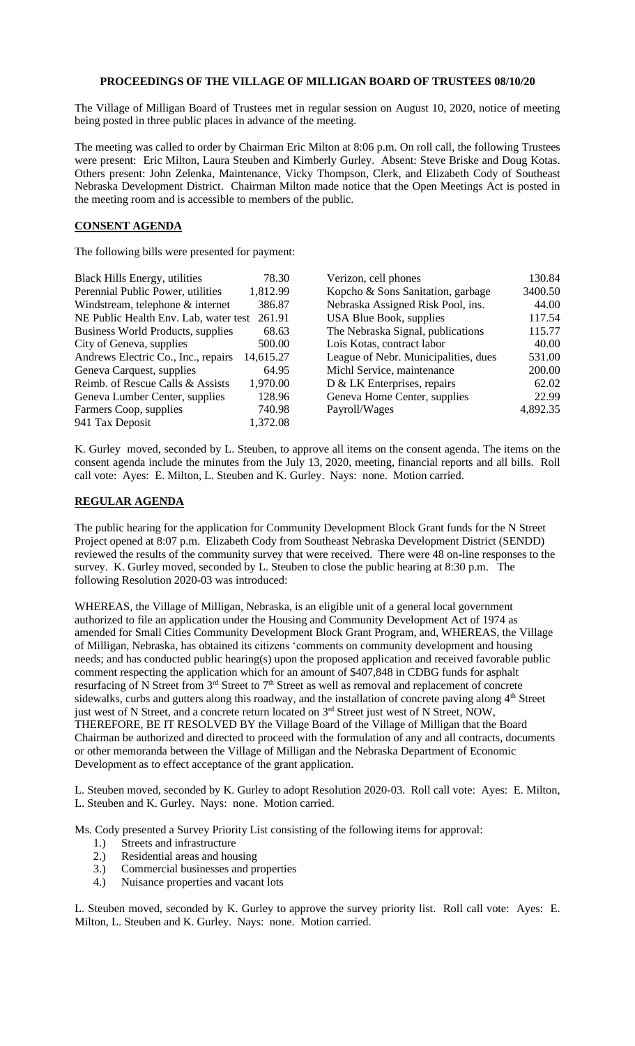**PROCEEDINGS OF THE VILLAGE OF MILLIGAN BOARD OF TRUSTEES 08/10/20**

The Village of Milligan Board of Trustees met in regular session on August 10, 2020, notice of meeting being posted in three public places in advance of the meeting.

The meeting was called to order by Chairman Eric Milton at 8:06 p.m. On roll call, the following Trustees were present: Eric Milton, Laura Steuben and Kimberly Gurley. Absent: Steve Briske and Doug Kotas. Others present: John Zelenka, Maintenance, Vicky Thompson, Clerk, and Elizabeth Cody of Southeast Nebraska Development District. Chairman Milton made notice that the Open Meetings Act is posted in the meeting room and is accessible to members of the public.

**CONSENT AGENDA**

The following bills were presented for payment:

| | | | |
|---|---|---|---|
| Black Hills Energy, utilities | 78.30 | Verizon, cell phones | 130.84 |
| Perennial Public Power, utilities | 1,812.99 | Kopcho & Sons Sanitation, garbage | 3400.50 |
| Windstream, telephone & internet | 386.87 | Nebraska Assigned Risk Pool, ins. | 44.00 |
| NE Public Health Env. Lab, water test | 261.91 | USA Blue Book, supplies | 117.54 |
| Business World Products, supplies | 68.63 | The Nebraska Signal, publications | 115.77 |
| City of Geneva, supplies | 500.00 | Lois Kotas, contract labor | 40.00 |
| Andrews Electric Co., Inc., repairs | 14,615.27 | League of Nebr. Municipalities, dues | 531.00 |
| Geneva Carquest, supplies | 64.95 | Michl Service, maintenance | 200.00 |
| Reimb. of Rescue Calls & Assists | 1,970.00 | D & LK Enterprises, repairs | 62.02 |
| Geneva Lumber Center, supplies | 128.96 | Geneva Home Center, supplies | 22.99 |
| Farmers Coop, supplies | 740.98 | Payroll/Wages | 4,892.35 |
| 941 Tax Deposit | 1,372.08 | | |

K. Gurley moved, seconded by L. Steuben, to approve all items on the consent agenda. The items on the consent agenda include the minutes from the July 13, 2020, meeting, financial reports and all bills. Roll call vote: Ayes: E. Milton, L. Steuben and K. Gurley. Nays: none. Motion carried.

**REGULAR AGENDA**

The public hearing for the application for Community Development Block Grant funds for the N Street Project opened at 8:07 p.m. Elizabeth Cody from Southeast Nebraska Development District (SENDD) reviewed the results of the community survey that were received. There were 48 on-line responses to the survey. K. Gurley moved, seconded by L. Steuben to close the public hearing at 8:30 p.m. The following Resolution 2020-03 was introduced:

WHEREAS, the Village of Milligan, Nebraska, is an eligible unit of a general local government authorized to file an application under the Housing and Community Development Act of 1974 as amended for Small Cities Community Development Block Grant Program, and, WHEREAS, the Village of Milligan, Nebraska, has obtained its citizens 'comments on community development and housing needs; and has conducted public hearing(s) upon the proposed application and received favorable public comment respecting the application which for an amount of $407,848 in CDBG funds for asphalt resurfacing of N Street from 3rd Street to 7th Street as well as removal and replacement of concrete sidewalks, curbs and gutters along this roadway, and the installation of concrete paving along 4th Street just west of N Street, and a concrete return located on 3rd Street just west of N Street, NOW, THEREFORE, BE IT RESOLVED BY the Village Board of the Village of Milligan that the Board Chairman be authorized and directed to proceed with the formulation of any and all contracts, documents or other memoranda between the Village of Milligan and the Nebraska Department of Economic Development as to effect acceptance of the grant application.

L. Steuben moved, seconded by K. Gurley to adopt Resolution 2020-03. Roll call vote: Ayes: E. Milton, L. Steuben and K. Gurley. Nays: none. Motion carried.

Ms. Cody presented a Survey Priority List consisting of the following items for approval:

1.) Streets and infrastructure
2.) Residential areas and housing
3.) Commercial businesses and properties
4.) Nuisance properties and vacant lots

L. Steuben moved, seconded by K. Gurley to approve the survey priority list. Roll call vote: Ayes: E. Milton, L. Steuben and K. Gurley. Nays: none. Motion carried.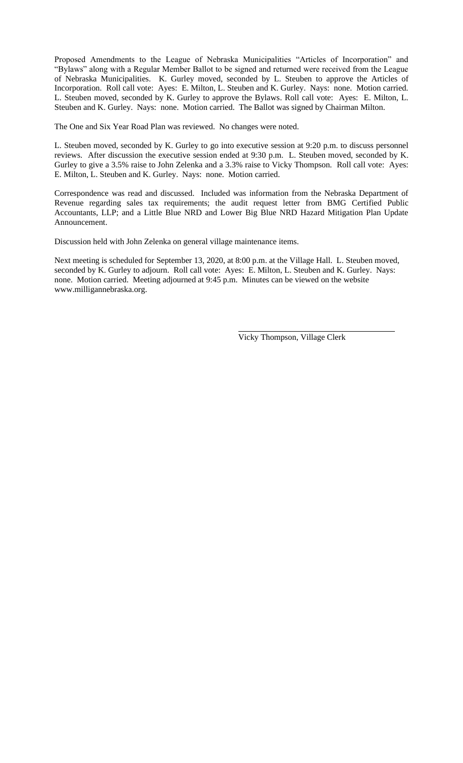Proposed Amendments to the League of Nebraska Municipalities "Articles of Incorporation" and "Bylaws" along with a Regular Member Ballot to be signed and returned were received from the League of Nebraska Municipalities. K. Gurley moved, seconded by L. Steuben to approve the Articles of Incorporation. Roll call vote: Ayes: E. Milton, L. Steuben and K. Gurley. Nays: none. Motion carried. L. Steuben moved, seconded by K. Gurley to approve the Bylaws. Roll call vote: Ayes: E. Milton, L. Steuben and K. Gurley. Nays: none. Motion carried. The Ballot was signed by Chairman Milton.

The One and Six Year Road Plan was reviewed. No changes were noted.

L. Steuben moved, seconded by K. Gurley to go into executive session at 9:20 p.m. to discuss personnel reviews. After discussion the executive session ended at 9:30 p.m. L. Steuben moved, seconded by K. Gurley to give a 3.5% raise to John Zelenka and a 3.3% raise to Vicky Thompson. Roll call vote: Ayes: E. Milton, L. Steuben and K. Gurley. Nays: none. Motion carried.

Correspondence was read and discussed. Included was information from the Nebraska Department of Revenue regarding sales tax requirements; the audit request letter from BMG Certified Public Accountants, LLP; and a Little Blue NRD and Lower Big Blue NRD Hazard Mitigation Plan Update Announcement.

Discussion held with John Zelenka on general village maintenance items.

Next meeting is scheduled for September 13, 2020, at 8:00 p.m. at the Village Hall. L. Steuben moved, seconded by K. Gurley to adjourn. Roll call vote: Ayes: E. Milton, L. Steuben and K. Gurley. Nays: none. Motion carried. Meeting adjourned at 9:45 p.m. Minutes can be viewed on the website www.millignannebraska.org.

Vicky Thompson, Village Clerk